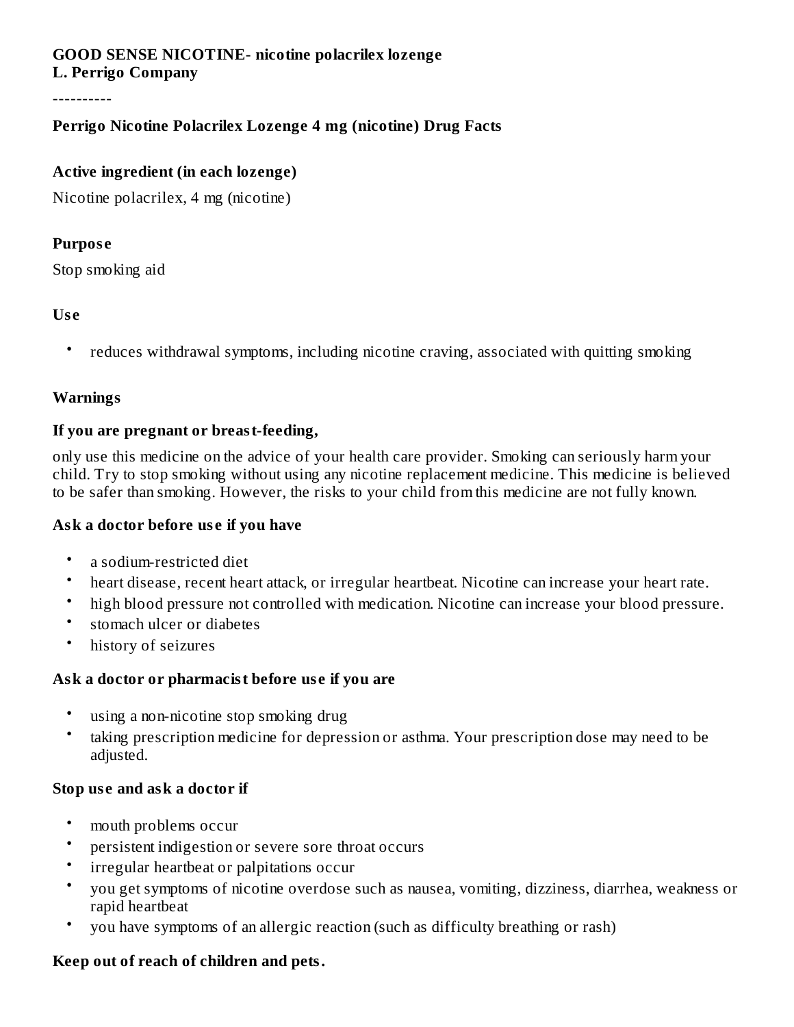**GOOD SENSE NICOTINE- nicotine polacrilex lozenge**
**L. Perrigo Company**

----------

## Perrigo Nicotine Polacrilex Lozenge 4 mg (nicotine) Drug Facts

### Active ingredient (in each lozenge)

Nicotine polacrilex, 4 mg (nicotine)

### Purpose

Stop smoking aid

### Use

- reduces withdrawal symptoms, including nicotine craving, associated with quitting smoking

### Warnings

#### If you are pregnant or breast-feeding,

only use this medicine on the advice of your health care provider. Smoking can seriously harm your child. Try to stop smoking without using any nicotine replacement medicine. This medicine is believed to be safer than smoking. However, the risks to your child from this medicine are not fully known.

#### Ask a doctor before use if you have

- a sodium-restricted diet
- heart disease, recent heart attack, or irregular heartbeat. Nicotine can increase your heart rate.
- high blood pressure not controlled with medication. Nicotine can increase your blood pressure.
- stomach ulcer or diabetes
- history of seizures

#### Ask a doctor or pharmacist before use if you are

- using a non-nicotine stop smoking drug
- taking prescription medicine for depression or asthma. Your prescription dose may need to be adjusted.

#### Stop use and ask a doctor if

- mouth problems occur
- persistent indigestion or severe sore throat occurs
- irregular heartbeat or palpitations occur
- you get symptoms of nicotine overdose such as nausea, vomiting, dizziness, diarrhea, weakness or rapid heartbeat
- you have symptoms of an allergic reaction (such as difficulty breathing or rash)

#### Keep out of reach of children and pets.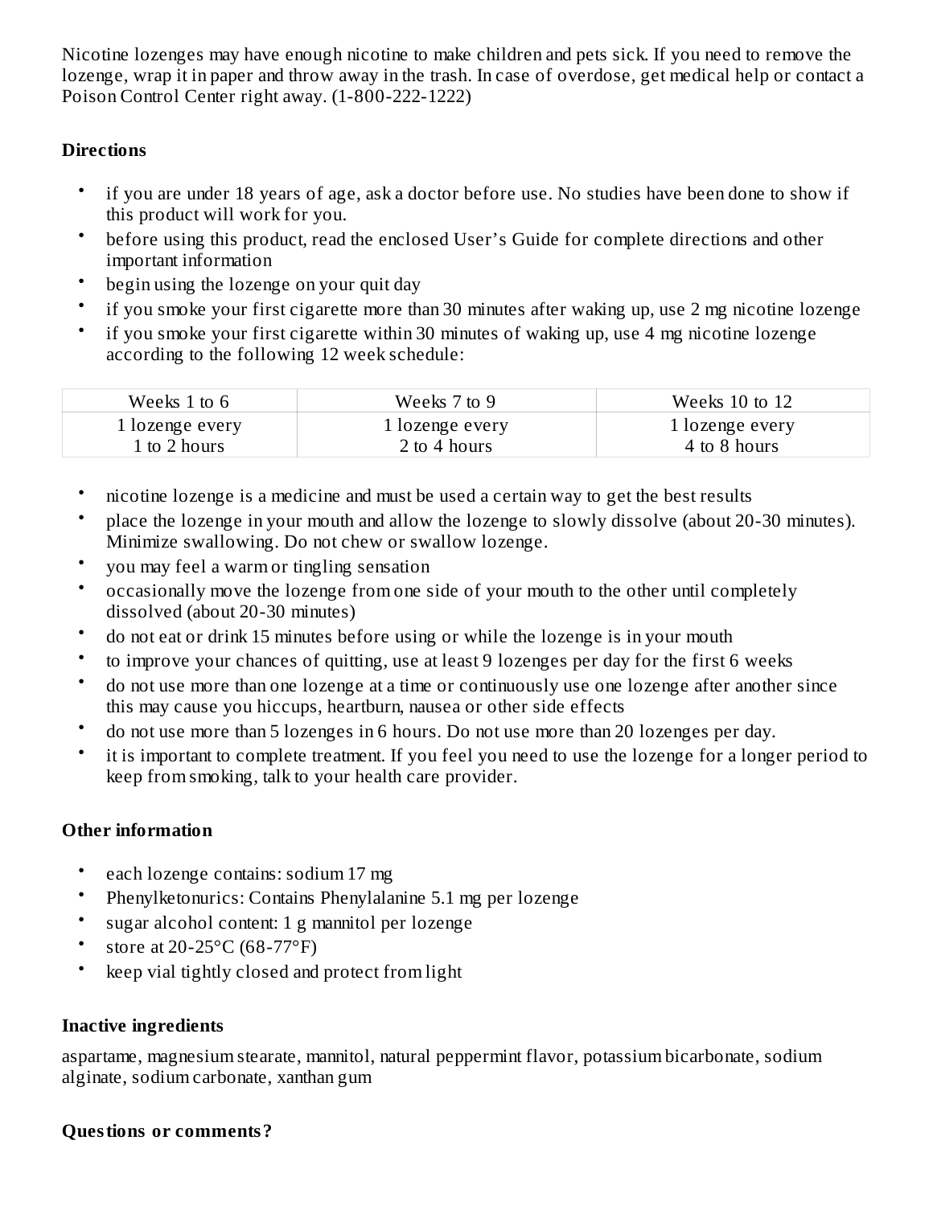Nicotine lozenges may have enough nicotine to make children and pets sick. If you need to remove the lozenge, wrap it in paper and throw away in the trash. In case of overdose, get medical help or contact a Poison Control Center right away. (1-800-222-1222)

**Directions**

- if you are under 18 years of age, ask a doctor before use. No studies have been done to show if this product will work for you.
- before using this product, read the enclosed User's Guide for complete directions and other important information
- begin using the lozenge on your quit day
- if you smoke your first cigarette more than 30 minutes after waking up, use 2 mg nicotine lozenge
- if you smoke your first cigarette within 30 minutes of waking up, use 4 mg nicotine lozenge according to the following 12 week schedule:

| Weeks 1 to 6 | Weeks 7 to 9 | Weeks 10 to 12 |
|---|---|---|
| 1 lozenge every 1 to 2 hours | 1 lozenge every 2 to 4 hours | 1 lozenge every 4 to 8 hours |

- nicotine lozenge is a medicine and must be used a certain way to get the best results
- place the lozenge in your mouth and allow the lozenge to slowly dissolve (about 20-30 minutes). Minimize swallowing. Do not chew or swallow lozenge.
- you may feel a warm or tingling sensation
- occasionally move the lozenge from one side of your mouth to the other until completely dissolved (about 20-30 minutes)
- do not eat or drink 15 minutes before using or while the lozenge is in your mouth
- to improve your chances of quitting, use at least 9 lozenges per day for the first 6 weeks
- do not use more than one lozenge at a time or continuously use one lozenge after another since this may cause you hiccups, heartburn, nausea or other side effects
- do not use more than 5 lozenges in 6 hours. Do not use more than 20 lozenges per day.
- it is important to complete treatment. If you feel you need to use the lozenge for a longer period to keep from smoking, talk to your health care provider.

**Other information**

- each lozenge contains: sodium 17 mg
- Phenylketonurics: Contains Phenylalanine 5.1 mg per lozenge
- sugar alcohol content: 1 g mannitol per lozenge
- store at 20-25°C (68-77°F)
- keep vial tightly closed and protect from light

**Inactive ingredients**

aspartame, magnesium stearate, mannitol, natural peppermint flavor, potassium bicarbonate, sodium alginate, sodium carbonate, xanthan gum

**Questions or comments?**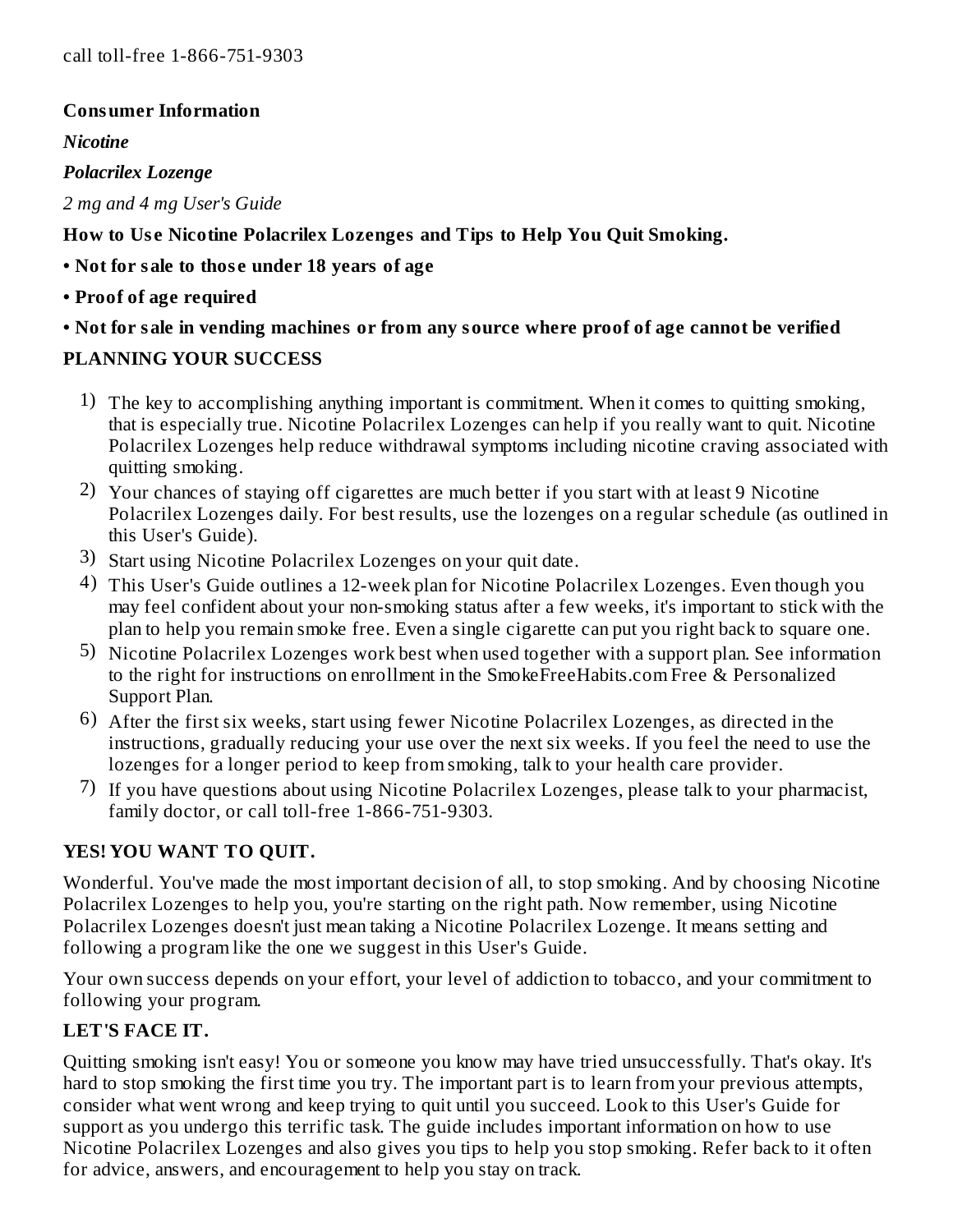call toll-free 1-866-751-9303

**Consumer Information**

***Nicotine***

***Polacrilex Lozenge***

*2 mg and 4 mg User's Guide*

**How to Use Nicotine Polacrilex Lozenges and Tips to Help You Quit Smoking.**

- **Not for sale to those under 18 years of age**
- **Proof of age required**
- **Not for sale in vending machines or from any source where proof of age cannot be verified**

## PLANNING YOUR SUCCESS

1) The key to accomplishing anything important is commitment. When it comes to quitting smoking, that is especially true. Nicotine Polacrilex Lozenges can help if you really want to quit. Nicotine Polacrilex Lozenges help reduce withdrawal symptoms including nicotine craving associated with quitting smoking.
2) Your chances of staying off cigarettes are much better if you start with at least 9 Nicotine Polacrilex Lozenges daily. For best results, use the lozenges on a regular schedule (as outlined in this User's Guide).
3) Start using Nicotine Polacrilex Lozenges on your quit date.
4) This User's Guide outlines a 12-week plan for Nicotine Polacrilex Lozenges. Even though you may feel confident about your non-smoking status after a few weeks, it's important to stick with the plan to help you remain smoke free. Even a single cigarette can put you right back to square one.
5) Nicotine Polacrilex Lozenges work best when used together with a support plan. See information to the right for instructions on enrollment in the SmokeFreeHabits.com Free & Personalized Support Plan.
6) After the first six weeks, start using fewer Nicotine Polacrilex Lozenges, as directed in the instructions, gradually reducing your use over the next six weeks. If you feel the need to use the lozenges for a longer period to keep from smoking, talk to your health care provider.
7) If you have questions about using Nicotine Polacrilex Lozenges, please talk to your pharmacist, family doctor, or call toll-free 1-866-751-9303.

## YES! YOU WANT TO QUIT.

Wonderful. You've made the most important decision of all, to stop smoking. And by choosing Nicotine Polacrilex Lozenges to help you, you're starting on the right path. Now remember, using Nicotine Polacrilex Lozenges doesn't just mean taking a Nicotine Polacrilex Lozenge. It means setting and following a program like the one we suggest in this User's Guide.

Your own success depends on your effort, your level of addiction to tobacco, and your commitment to following your program.

## LET'S FACE IT.

Quitting smoking isn't easy! You or someone you know may have tried unsuccessfully. That's okay. It's hard to stop smoking the first time you try. The important part is to learn from your previous attempts, consider what went wrong and keep trying to quit until you succeed. Look to this User's Guide for support as you undergo this terrific task. The guide includes important information on how to use Nicotine Polacrilex Lozenges and also gives you tips to help you stop smoking. Refer back to it often for advice, answers, and encouragement to help you stay on track.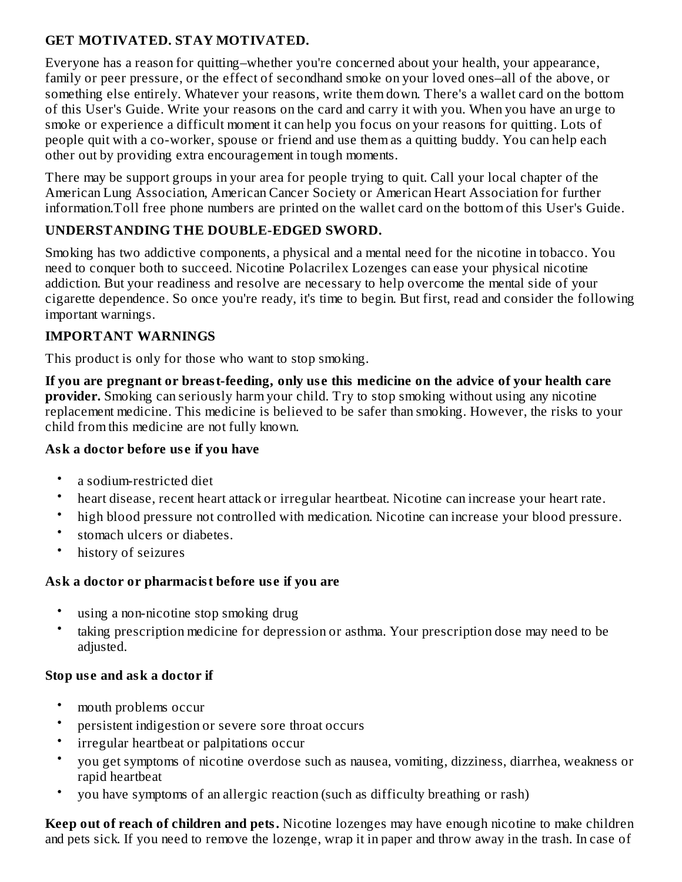## GET MOTIVATED. STAY MOTIVATED.

Everyone has a reason for quitting–whether you're concerned about your health, your appearance, family or peer pressure, or the effect of secondhand smoke on your loved ones–all of the above, or something else entirely. Whatever your reasons, write them down. There's a wallet card on the bottom of this User's Guide. Write your reasons on the card and carry it with you. When you have an urge to smoke or experience a difficult moment it can help you focus on your reasons for quitting. Lots of people quit with a co-worker, spouse or friend and use them as a quitting buddy. You can help each other out by providing extra encouragement in tough moments.

There may be support groups in your area for people trying to quit. Call your local chapter of the American Lung Association, American Cancer Society or American Heart Association for further information.Toll free phone numbers are printed on the wallet card on the bottom of this User's Guide.

## UNDERSTANDING THE DOUBLE-EDGED SWORD.

Smoking has two addictive components, a physical and a mental need for the nicotine in tobacco. You need to conquer both to succeed. Nicotine Polacrilex Lozenges can ease your physical nicotine addiction. But your readiness and resolve are necessary to help overcome the mental side of your cigarette dependence. So once you're ready, it's time to begin. But first, read and consider the following important warnings.

## IMPORTANT WARNINGS

This product is only for those who want to stop smoking.

**If you are pregnant or breast-feeding, only use this medicine on the advice of your health care provider.** Smoking can seriously harm your child. Try to stop smoking without using any nicotine replacement medicine. This medicine is believed to be safer than smoking. However, the risks to your child from this medicine are not fully known.

**Ask a doctor before use if you have**

- a sodium-restricted diet
- heart disease, recent heart attack or irregular heartbeat. Nicotine can increase your heart rate.
- high blood pressure not controlled with medication. Nicotine can increase your blood pressure.
- stomach ulcers or diabetes.
- history of seizures

**Ask a doctor or pharmacist before use if you are**

- using a non-nicotine stop smoking drug
- taking prescription medicine for depression or asthma. Your prescription dose may need to be adjusted.

**Stop use and ask a doctor if**

- mouth problems occur
- persistent indigestion or severe sore throat occurs
- irregular heartbeat or palpitations occur
- you get symptoms of nicotine overdose such as nausea, vomiting, dizziness, diarrhea, weakness or rapid heartbeat
- you have symptoms of an allergic reaction (such as difficulty breathing or rash)

**Keep out of reach of children and pets.** Nicotine lozenges may have enough nicotine to make children and pets sick. If you need to remove the lozenge, wrap it in paper and throw away in the trash. In case of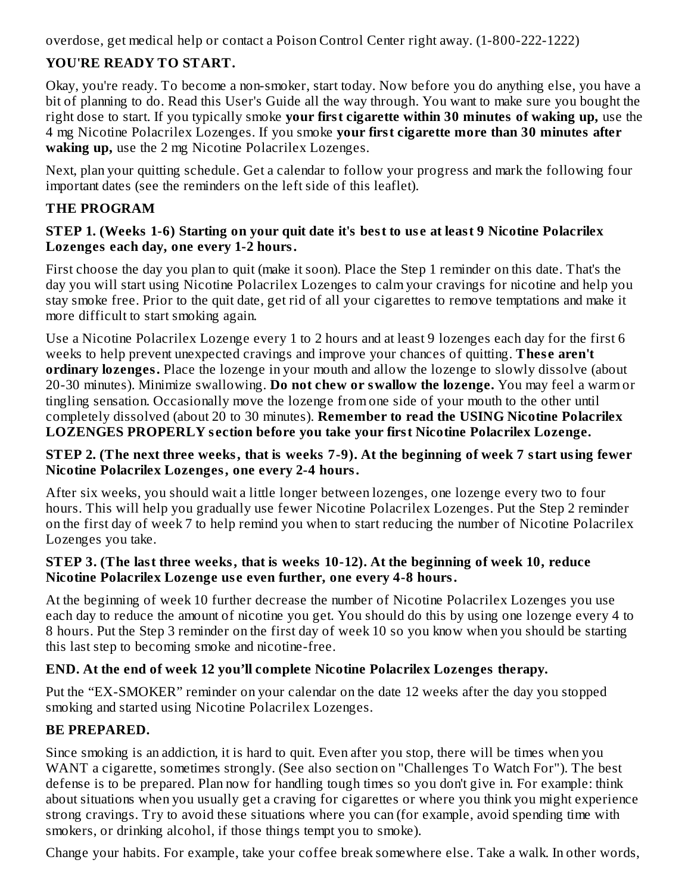overdose, get medical help or contact a Poison Control Center right away. (1-800-222-1222)

**YOU'RE READY TO START.**

Okay, you're ready. To become a non-smoker, start today. Now before you do anything else, you have a bit of planning to do. Read this User's Guide all the way through. You want to make sure you bought the right dose to start. If you typically smoke **your first cigarette within 30 minutes of waking up,** use the 4 mg Nicotine Polacrilex Lozenges. If you smoke **your first cigarette more than 30 minutes after waking up,** use the 2 mg Nicotine Polacrilex Lozenges.

Next, plan your quitting schedule. Get a calendar to follow your progress and mark the following four important dates (see the reminders on the left side of this leaflet).

**THE PROGRAM**

**STEP 1. (Weeks 1-6) Starting on your quit date it's best to use at least 9 Nicotine Polacrilex Lozenges each day, one every 1-2 hours.**

First choose the day you plan to quit (make it soon). Place the Step 1 reminder on this date. That's the day you will start using Nicotine Polacrilex Lozenges to calm your cravings for nicotine and help you stay smoke free. Prior to the quit date, get rid of all your cigarettes to remove temptations and make it more difficult to start smoking again.

Use a Nicotine Polacrilex Lozenge every 1 to 2 hours and at least 9 lozenges each day for the first 6 weeks to help prevent unexpected cravings and improve your chances of quitting. **These aren't ordinary lozenges.** Place the lozenge in your mouth and allow the lozenge to slowly dissolve (about 20-30 minutes). Minimize swallowing. **Do not chew or swallow the lozenge.** You may feel a warm or tingling sensation. Occasionally move the lozenge from one side of your mouth to the other until completely dissolved (about 20 to 30 minutes). **Remember to read the USING Nicotine Polacrilex LOZENGES PROPERLY section before you take your first Nicotine Polacrilex Lozenge.**

**STEP 2. (The next three weeks, that is weeks 7-9). At the beginning of week 7 start using fewer Nicotine Polacrilex Lozenges, one every 2-4 hours.**

After six weeks, you should wait a little longer between lozenges, one lozenge every two to four hours. This will help you gradually use fewer Nicotine Polacrilex Lozenges. Put the Step 2 reminder on the first day of week 7 to help remind you when to start reducing the number of Nicotine Polacrilex Lozenges you take.

**STEP 3. (The last three weeks, that is weeks 10-12). At the beginning of week 10, reduce Nicotine Polacrilex Lozenge use even further, one every 4-8 hours.**

At the beginning of week 10 further decrease the number of Nicotine Polacrilex Lozenges you use each day to reduce the amount of nicotine you get. You should do this by using one lozenge every 4 to 8 hours. Put the Step 3 reminder on the first day of week 10 so you know when you should be starting this last step to becoming smoke and nicotine-free.

**END. At the end of week 12 you'll complete Nicotine Polacrilex Lozenges therapy.**

Put the "EX-SMOKER" reminder on your calendar on the date 12 weeks after the day you stopped smoking and started using Nicotine Polacrilex Lozenges.

**BE PREPARED.**

Since smoking is an addiction, it is hard to quit. Even after you stop, there will be times when you WANT a cigarette, sometimes strongly. (See also section on "Challenges To Watch For"). The best defense is to be prepared. Plan now for handling tough times so you don't give in. For example: think about situations when you usually get a craving for cigarettes or where you think you might experience strong cravings. Try to avoid these situations where you can (for example, avoid spending time with smokers, or drinking alcohol, if those things tempt you to smoke).

Change your habits. For example, take your coffee break somewhere else. Take a walk. In other words,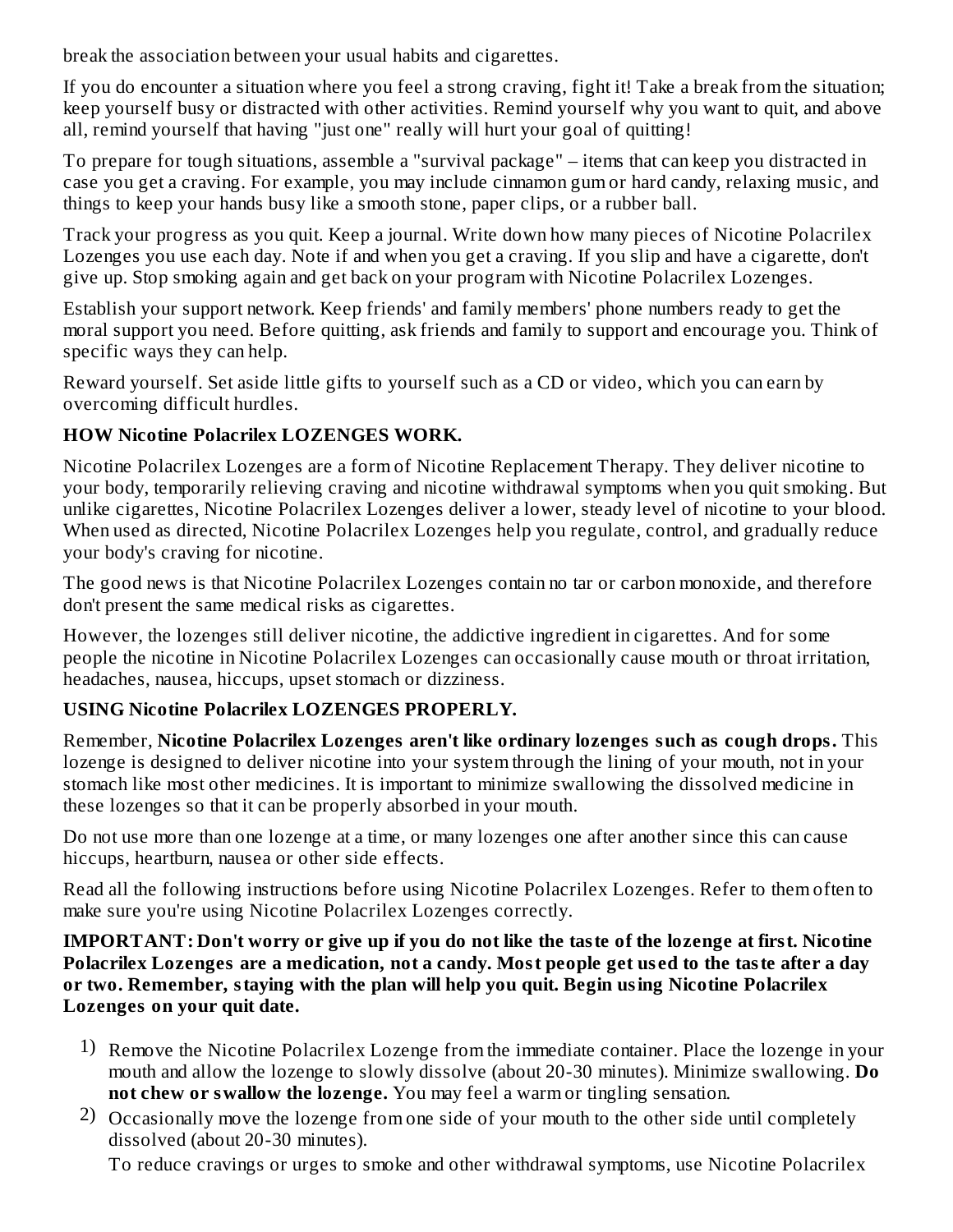break the association between your usual habits and cigarettes.

If you do encounter a situation where you feel a strong craving, fight it! Take a break from the situation; keep yourself busy or distracted with other activities. Remind yourself why you want to quit, and above all, remind yourself that having "just one" really will hurt your goal of quitting!

To prepare for tough situations, assemble a "survival package" – items that can keep you distracted in case you get a craving. For example, you may include cinnamon gum or hard candy, relaxing music, and things to keep your hands busy like a smooth stone, paper clips, or a rubber ball.

Track your progress as you quit. Keep a journal. Write down how many pieces of Nicotine Polacrilex Lozenges you use each day. Note if and when you get a craving. If you slip and have a cigarette, don't give up. Stop smoking again and get back on your program with Nicotine Polacrilex Lozenges.

Establish your support network. Keep friends' and family members' phone numbers ready to get the moral support you need. Before quitting, ask friends and family to support and encourage you. Think of specific ways they can help.

Reward yourself. Set aside little gifts to yourself such as a CD or video, which you can earn by overcoming difficult hurdles.

**HOW Nicotine Polacrilex LOZENGES WORK.**

Nicotine Polacrilex Lozenges are a form of Nicotine Replacement Therapy. They deliver nicotine to your body, temporarily relieving craving and nicotine withdrawal symptoms when you quit smoking. But unlike cigarettes, Nicotine Polacrilex Lozenges deliver a lower, steady level of nicotine to your blood. When used as directed, Nicotine Polacrilex Lozenges help you regulate, control, and gradually reduce your body's craving for nicotine.

The good news is that Nicotine Polacrilex Lozenges contain no tar or carbon monoxide, and therefore don't present the same medical risks as cigarettes.

However, the lozenges still deliver nicotine, the addictive ingredient in cigarettes. And for some people the nicotine in Nicotine Polacrilex Lozenges can occasionally cause mouth or throat irritation, headaches, nausea, hiccups, upset stomach or dizziness.

**USING Nicotine Polacrilex LOZENGES PROPERLY.**

Remember, **Nicotine Polacrilex Lozenges aren't like ordinary lozenges such as cough drops.** This lozenge is designed to deliver nicotine into your system through the lining of your mouth, not in your stomach like most other medicines. It is important to minimize swallowing the dissolved medicine in these lozenges so that it can be properly absorbed in your mouth.

Do not use more than one lozenge at a time, or many lozenges one after another since this can cause hiccups, heartburn, nausea or other side effects.

Read all the following instructions before using Nicotine Polacrilex Lozenges. Refer to them often to make sure you're using Nicotine Polacrilex Lozenges correctly.

**IMPORTANT: Don't worry or give up if you do not like the taste of the lozenge at first. Nicotine Polacrilex Lozenges are a medication, not a candy. Most people get used to the taste after a day or two. Remember, staying with the plan will help you quit. Begin using Nicotine Polacrilex Lozenges on your quit date.**

1) Remove the Nicotine Polacrilex Lozenge from the immediate container. Place the lozenge in your mouth and allow the lozenge to slowly dissolve (about 20-30 minutes). Minimize swallowing. **Do not chew or swallow the lozenge.** You may feel a warm or tingling sensation.
2) Occasionally move the lozenge from one side of your mouth to the other side until completely dissolved (about 20-30 minutes).

   To reduce cravings or urges to smoke and other withdrawal symptoms, use Nicotine Polacrilex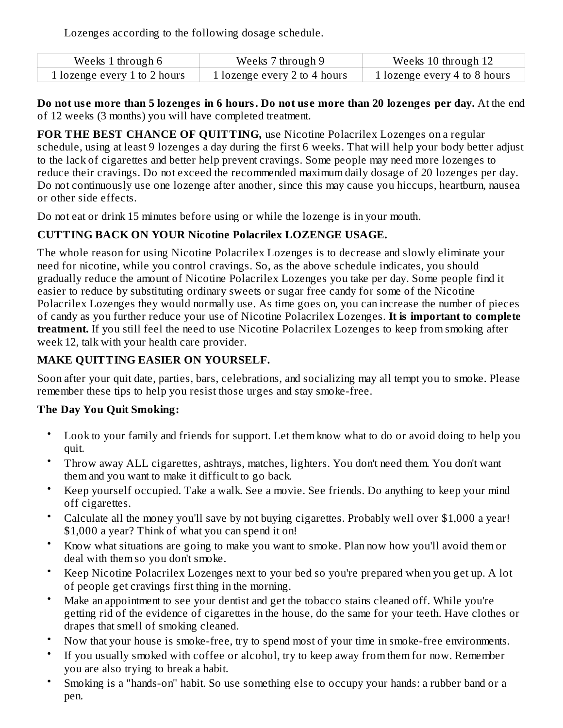Lozenges according to the following dosage schedule.

| Weeks 1 through 6 | Weeks 7 through 9 | Weeks 10 through 12 |
|---|---|---|
| 1 lozenge every 1 to 2 hours | 1 lozenge every 2 to 4 hours | 1 lozenge every 4 to 8 hours |

**Do not use more than 5 lozenges in 6 hours. Do not use more than 20 lozenges per day.** At the end of 12 weeks (3 months) you will have completed treatment.

**FOR THE BEST CHANCE OF QUITTING,** use Nicotine Polacrilex Lozenges on a regular schedule, using at least 9 lozenges a day during the first 6 weeks. That will help your body better adjust to the lack of cigarettes and better help prevent cravings. Some people may need more lozenges to reduce their cravings. Do not exceed the recommended maximum daily dosage of 20 lozenges per day. Do not continuously use one lozenge after another, since this may cause you hiccups, heartburn, nausea or other side effects.

Do not eat or drink 15 minutes before using or while the lozenge is in your mouth.

**CUTTING BACK ON YOUR Nicotine Polacrilex LOZENGE USAGE.**

The whole reason for using Nicotine Polacrilex Lozenges is to decrease and slowly eliminate your need for nicotine, while you control cravings. So, as the above schedule indicates, you should gradually reduce the amount of Nicotine Polacrilex Lozenges you take per day. Some people find it easier to reduce by substituting ordinary sweets or sugar free candy for some of the Nicotine Polacrilex Lozenges they would normally use. As time goes on, you can increase the number of pieces of candy as you further reduce your use of Nicotine Polacrilex Lozenges. **It is important to complete treatment.** If you still feel the need to use Nicotine Polacrilex Lozenges to keep from smoking after week 12, talk with your health care provider.

**MAKE QUITTING EASIER ON YOURSELF.**

Soon after your quit date, parties, bars, celebrations, and socializing may all tempt you to smoke. Please remember these tips to help you resist those urges and stay smoke-free.

**The Day You Quit Smoking:**

- Look to your family and friends for support. Let them know what to do or avoid doing to help you quit.
- Throw away ALL cigarettes, ashtrays, matches, lighters. You don't need them. You don't want them and you want to make it difficult to go back.
- Keep yourself occupied. Take a walk. See a movie. See friends. Do anything to keep your mind off cigarettes.
- Calculate all the money you'll save by not buying cigarettes. Probably well over $1,000 a year! $1,000 a year? Think of what you can spend it on!
- Know what situations are going to make you want to smoke. Plan now how you'll avoid them or deal with them so you don't smoke.
- Keep Nicotine Polacrilex Lozenges next to your bed so you're prepared when you get up. A lot of people get cravings first thing in the morning.
- Make an appointment to see your dentist and get the tobacco stains cleaned off. While you're getting rid of the evidence of cigarettes in the house, do the same for your teeth. Have clothes or drapes that smell of smoking cleaned.
- Now that your house is smoke-free, try to spend most of your time in smoke-free environments.
- If you usually smoked with coffee or alcohol, try to keep away from them for now. Remember you are also trying to break a habit.
- Smoking is a "hands-on" habit. So use something else to occupy your hands: a rubber band or a pen.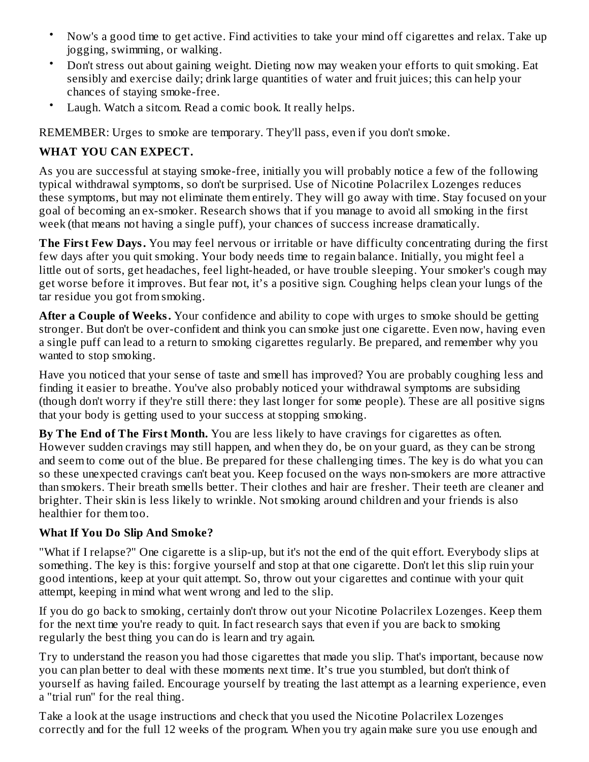- Now's a good time to get active. Find activities to take your mind off cigarettes and relax. Take up jogging, swimming, or walking.
- Don't stress out about gaining weight. Dieting now may weaken your efforts to quit smoking. Eat sensibly and exercise daily; drink large quantities of water and fruit juices; this can help your chances of staying smoke-free.
- Laugh. Watch a sitcom. Read a comic book. It really helps.

REMEMBER: Urges to smoke are temporary. They'll pass, even if you don't smoke.

**WHAT YOU CAN EXPECT.**

As you are successful at staying smoke-free, initially you will probably notice a few of the following typical withdrawal symptoms, so don't be surprised. Use of Nicotine Polacrilex Lozenges reduces these symptoms, but may not eliminate them entirely. They will go away with time. Stay focused on your goal of becoming an ex-smoker. Research shows that if you manage to avoid all smoking in the first week (that means not having a single puff), your chances of success increase dramatically.

**The First Few Days.** You may feel nervous or irritable or have difficulty concentrating during the first few days after you quit smoking. Your body needs time to regain balance. Initially, you might feel a little out of sorts, get headaches, feel light-headed, or have trouble sleeping. Your smoker's cough may get worse before it improves. But fear not, it's a positive sign. Coughing helps clean your lungs of the tar residue you got from smoking.

**After a Couple of Weeks.** Your confidence and ability to cope with urges to smoke should be getting stronger. But don't be over-confident and think you can smoke just one cigarette. Even now, having even a single puff can lead to a return to smoking cigarettes regularly. Be prepared, and remember why you wanted to stop smoking.

Have you noticed that your sense of taste and smell has improved? You are probably coughing less and finding it easier to breathe. You've also probably noticed your withdrawal symptoms are subsiding (though don't worry if they're still there: they last longer for some people). These are all positive signs that your body is getting used to your success at stopping smoking.

**By The End of The First Month.** You are less likely to have cravings for cigarettes as often. However sudden cravings may still happen, and when they do, be on your guard, as they can be strong and seem to come out of the blue. Be prepared for these challenging times. The key is do what you can so these unexpected cravings can't beat you. Keep focused on the ways non-smokers are more attractive than smokers. Their breath smells better. Their clothes and hair are fresher. Their teeth are cleaner and brighter. Their skin is less likely to wrinkle. Not smoking around children and your friends is also healthier for them too.

**What If You Do Slip And Smoke?**

"What if I relapse?" One cigarette is a slip-up, but it's not the end of the quit effort. Everybody slips at something. The key is this: forgive yourself and stop at that one cigarette. Don't let this slip ruin your good intentions, keep at your quit attempt. So, throw out your cigarettes and continue with your quit attempt, keeping in mind what went wrong and led to the slip.

If you do go back to smoking, certainly don't throw out your Nicotine Polacrilex Lozenges. Keep them for the next time you're ready to quit. In fact research says that even if you are back to smoking regularly the best thing you can do is learn and try again.

Try to understand the reason you had those cigarettes that made you slip. That's important, because now you can plan better to deal with these moments next time. It's true you stumbled, but don't think of yourself as having failed. Encourage yourself by treating the last attempt as a learning experience, even a "trial run" for the real thing.

Take a look at the usage instructions and check that you used the Nicotine Polacrilex Lozenges correctly and for the full 12 weeks of the program. When you try again make sure you use enough and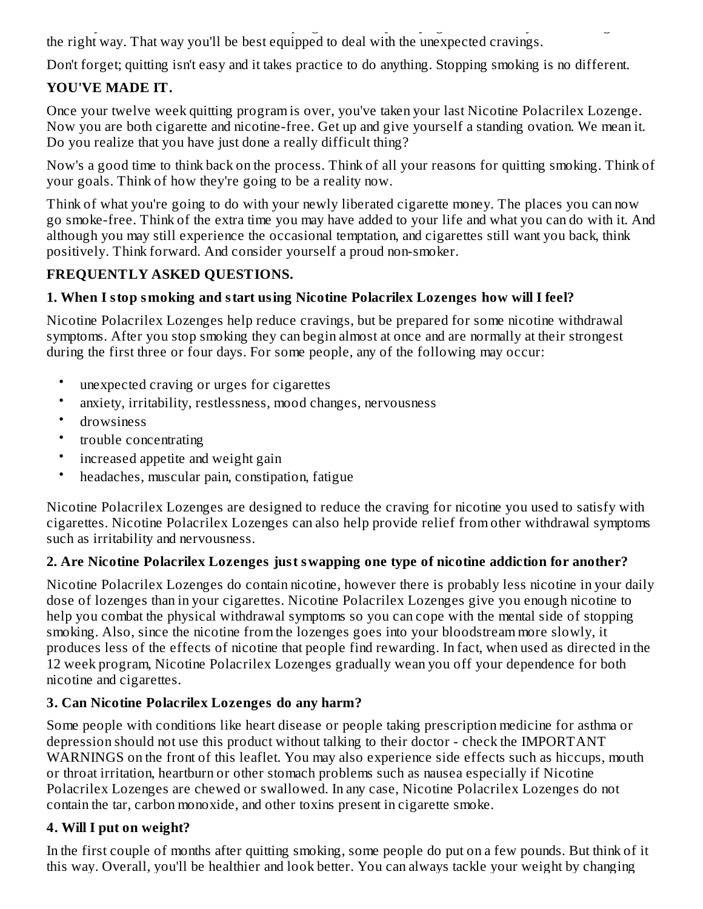the right way. That way you'll be best equipped to deal with the unexpected cravings.

Don't forget; quitting isn't easy and it takes practice to do anything. Stopping smoking is no different.

**YOU'VE MADE IT.**

Once your twelve week quitting program is over, you've taken your last Nicotine Polacrilex Lozenge. Now you are both cigarette and nicotine-free. Get up and give yourself a standing ovation. We mean it. Do you realize that you have just done a really difficult thing?

Now's a good time to think back on the process. Think of all your reasons for quitting smoking. Think of your goals. Think of how they're going to be a reality now.

Think of what you're going to do with your newly liberated cigarette money. The places you can now go smoke-free. Think of the extra time you may have added to your life and what you can do with it. And although you may still experience the occasional temptation, and cigarettes still want you back, think positively. Think forward. And consider yourself a proud non-smoker.

**FREQUENTLY ASKED QUESTIONS.**

**1. When I stop smoking and start using Nicotine Polacrilex Lozenges how will I feel?**

Nicotine Polacrilex Lozenges help reduce cravings, but be prepared for some nicotine withdrawal symptoms. After you stop smoking they can begin almost at once and are normally at their strongest during the first three or four days. For some people, any of the following may occur:

- unexpected craving or urges for cigarettes
- anxiety, irritability, restlessness, mood changes, nervousness
- drowsiness
- trouble concentrating
- increased appetite and weight gain
- headaches, muscular pain, constipation, fatigue

Nicotine Polacrilex Lozenges are designed to reduce the craving for nicotine you used to satisfy with cigarettes. Nicotine Polacrilex Lozenges can also help provide relief from other withdrawal symptoms such as irritability and nervousness.

**2. Are Nicotine Polacrilex Lozenges just swapping one type of nicotine addiction for another?**

Nicotine Polacrilex Lozenges do contain nicotine, however there is probably less nicotine in your daily dose of lozenges than in your cigarettes. Nicotine Polacrilex Lozenges give you enough nicotine to help you combat the physical withdrawal symptoms so you can cope with the mental side of stopping smoking. Also, since the nicotine from the lozenges goes into your bloodstream more slowly, it produces less of the effects of nicotine that people find rewarding. In fact, when used as directed in the 12 week program, Nicotine Polacrilex Lozenges gradually wean you off your dependence for both nicotine and cigarettes.

**3. Can Nicotine Polacrilex Lozenges do any harm?**

Some people with conditions like heart disease or people taking prescription medicine for asthma or depression should not use this product without talking to their doctor - check the IMPORTANT WARNINGS on the front of this leaflet. You may also experience side effects such as hiccups, mouth or throat irritation, heartburn or other stomach problems such as nausea especially if Nicotine Polacrilex Lozenges are chewed or swallowed. In any case, Nicotine Polacrilex Lozenges do not contain the tar, carbon monoxide, and other toxins present in cigarette smoke.

**4. Will I put on weight?**

In the first couple of months after quitting smoking, some people do put on a few pounds. But think of it this way. Overall, you'll be healthier and look better. You can always tackle your weight by changing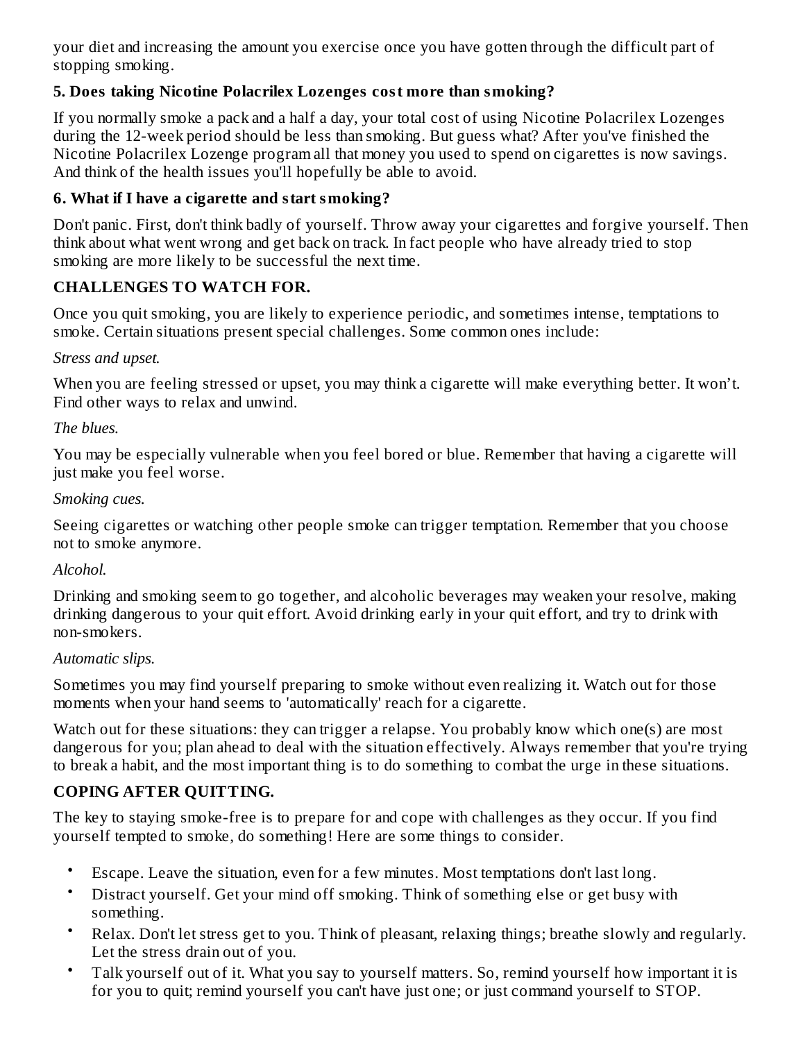your diet and increasing the amount you exercise once you have gotten through the difficult part of stopping smoking.

**5. Does taking Nicotine Polacrilex Lozenges cost more than smoking?**

If you normally smoke a pack and a half a day, your total cost of using Nicotine Polacrilex Lozenges during the 12-week period should be less than smoking. But guess what? After you've finished the Nicotine Polacrilex Lozenge program all that money you used to spend on cigarettes is now savings. And think of the health issues you'll hopefully be able to avoid.

**6. What if I have a cigarette and start smoking?**

Don't panic. First, don't think badly of yourself. Throw away your cigarettes and forgive yourself. Then think about what went wrong and get back on track. In fact people who have already tried to stop smoking are more likely to be successful the next time.

**CHALLENGES TO WATCH FOR.**

Once you quit smoking, you are likely to experience periodic, and sometimes intense, temptations to smoke. Certain situations present special challenges. Some common ones include:

*Stress and upset.*

When you are feeling stressed or upset, you may think a cigarette will make everything better. It won't. Find other ways to relax and unwind.

*The blues.*

You may be especially vulnerable when you feel bored or blue. Remember that having a cigarette will just make you feel worse.

*Smoking cues.*

Seeing cigarettes or watching other people smoke can trigger temptation. Remember that you choose not to smoke anymore.

*Alcohol.*

Drinking and smoking seem to go together, and alcoholic beverages may weaken your resolve, making drinking dangerous to your quit effort. Avoid drinking early in your quit effort, and try to drink with non-smokers.

*Automatic slips.*

Sometimes you may find yourself preparing to smoke without even realizing it. Watch out for those moments when your hand seems to 'automatically' reach for a cigarette.

Watch out for these situations: they can trigger a relapse. You probably know which one(s) are most dangerous for you; plan ahead to deal with the situation effectively. Always remember that you're trying to break a habit, and the most important thing is to do something to combat the urge in these situations.

**COPING AFTER QUITTING.**

The key to staying smoke-free is to prepare for and cope with challenges as they occur. If you find yourself tempted to smoke, do something! Here are some things to consider.

- Escape. Leave the situation, even for a few minutes. Most temptations don't last long.
- Distract yourself. Get your mind off smoking. Think of something else or get busy with something.
- Relax. Don't let stress get to you. Think of pleasant, relaxing things; breathe slowly and regularly. Let the stress drain out of you.
- Talk yourself out of it. What you say to yourself matters. So, remind yourself how important it is for you to quit; remind yourself you can't have just one; or just command yourself to STOP.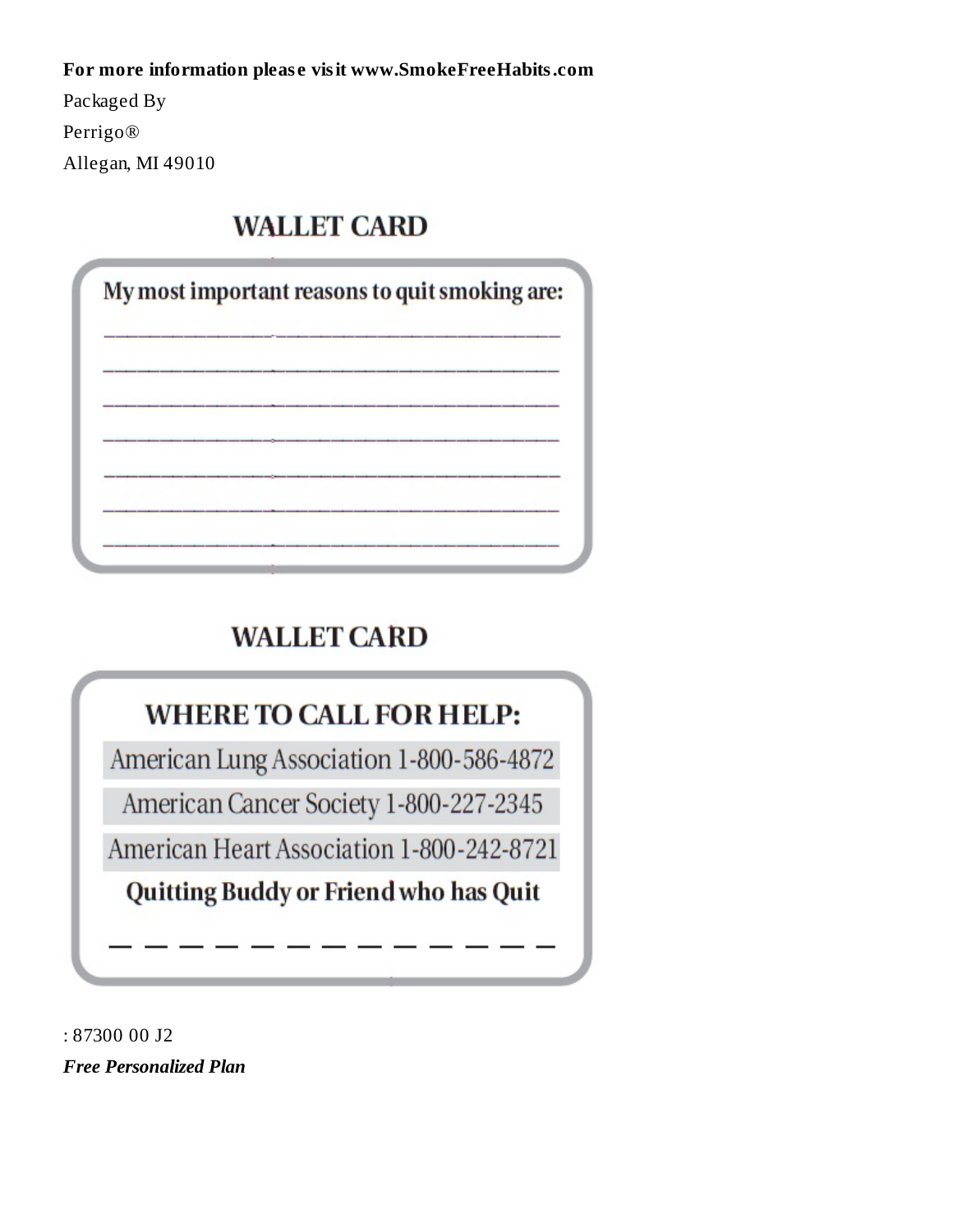**For more information please visit www.SmokeFreeHabits.com**

Packaged By

Perrigo®

Allegan, MI 49010

## WALLET CARD

**My most important reasons to quit smoking are:**

______________________________________

______________________________________

______________________________________

______________________________________

______________________________________

______________________________________

______________________________________

## WALLET CARD

### WHERE TO CALL FOR HELP:

American Lung Association 1-800-586-4872

American Cancer Society 1-800-227-2345

American Heart Association 1-800-242-8721

**Quitting Buddy or Friend who has Quit**

_ _ _ _ _ _ _ _ _ _ _ _ _

: 87300 00 J2

***Free Personalized Plan***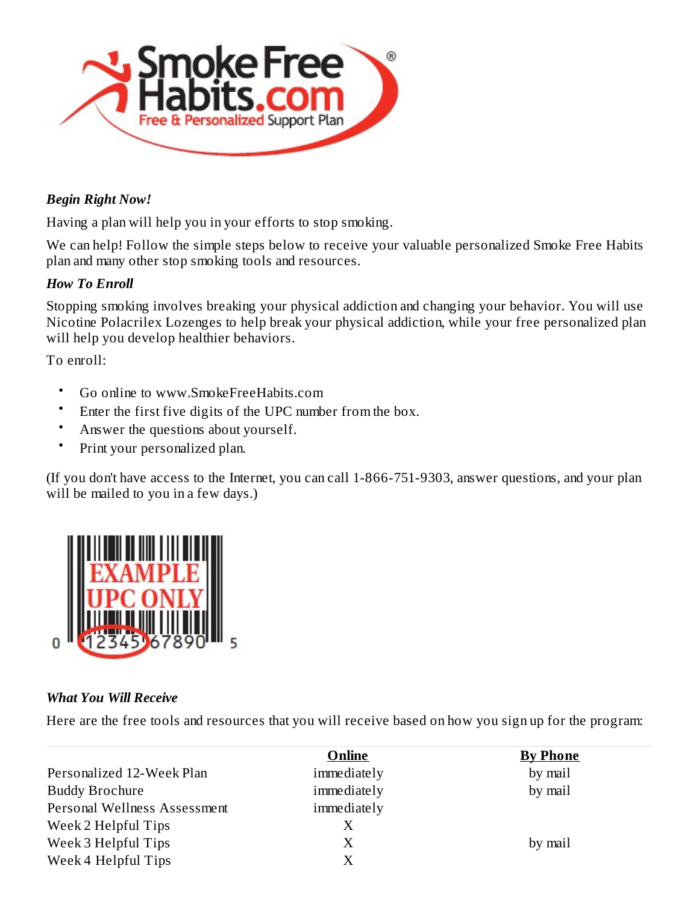***Begin Right Now!***

Having a plan will help you in your efforts to stop smoking.

We can help! Follow the simple steps below to receive your valuable personalized Smoke Free Habits plan and many other stop smoking tools and resources.

***How To Enroll***

Stopping smoking involves breaking your physical addiction and changing your behavior. You will use Nicotine Polacrilex Lozenges to help break your physical addiction, while your free personalized plan will help you develop healthier behaviors.

To enroll:

- Go online to www.SmokeFreeHabits.com
- Enter the first five digits of the UPC number from the box.
- Answer the questions about yourself.
- Print your personalized plan.

(If you don't have access to the Internet, you can call 1-866-751-9303, answer questions, and your plan will be mailed to you in a few days.)

***What You Will Receive***

Here are the free tools and resources that you will receive based on how you sign up for the program:

| | Online | By Phone |
|---|---|---|
| Personalized 12-Week Plan | immediately | by mail |
| Buddy Brochure | immediately | by mail |
| Personal Wellness Assessment | immediately | |
| Week 2 Helpful Tips | X | |
| Week 3 Helpful Tips | X | by mail |
| Week 4 Helpful Tips | X | |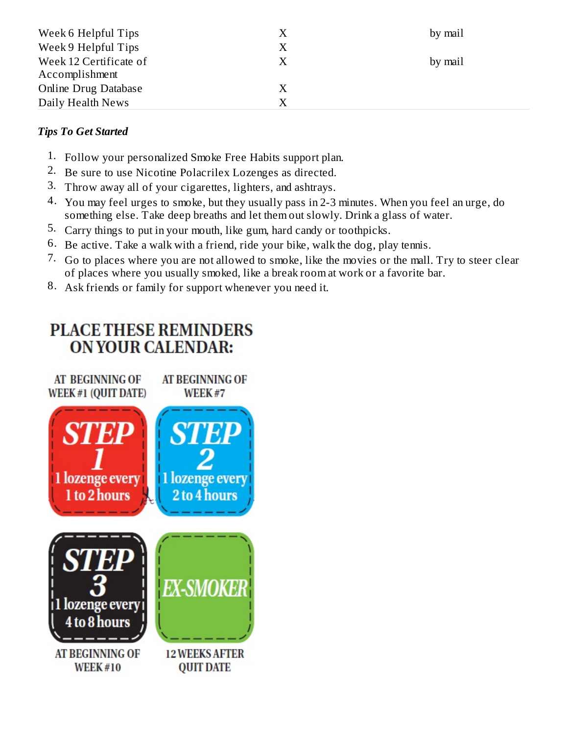| | | |
|---|---|---|
| Week 6 Helpful Tips | X | by mail |
| Week 9 Helpful Tips | X | |
| Week 12 Certificate of Accomplishment | X | by mail |
| Online Drug Database | X | |
| Daily Health News | X | |

***Tips To Get Started***

1. Follow your personalized Smoke Free Habits support plan.
2. Be sure to use Nicotine Polacrilex Lozenges as directed.
3. Throw away all of your cigarettes, lighters, and ashtrays.
4. You may feel urges to smoke, but they usually pass in 2-3 minutes. When you feel an urge, do something else. Take deep breaths and let them out slowly. Drink a glass of water.
5. Carry things to put in your mouth, like gum, hard candy or toothpicks.
6. Be active. Take a walk with a friend, ride your bike, walk the dog, play tennis.
7. Go to places where you are not allowed to smoke, like the movies or the mall. Try to steer clear of places where you usually smoked, like a break room at work or a favorite bar.
8. Ask friends or family for support whenever you need it.

**PLACE THESE REMINDERS ON YOUR CALENDAR:**

AT BEGINNING OF WEEK #1 (QUIT DATE)

STEP 1
1 lozenge every 1 to 2 hours

AT BEGINNING OF WEEK #7

STEP 2
1 lozenge every 2 to 4 hours

STEP 3
1 lozenge every 4 to 8 hours

AT BEGINNING OF WEEK #10

EX-SMOKER

12 WEEKS AFTER QUIT DATE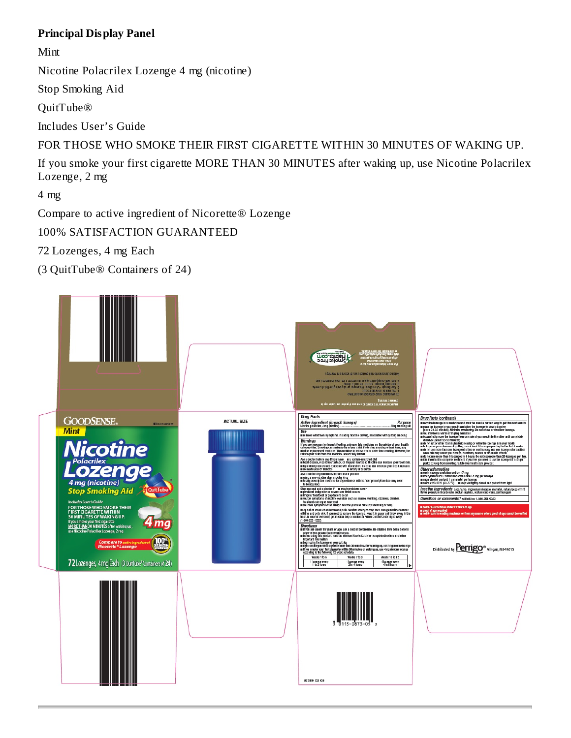**Principal Display Panel**

Mint

Nicotine Polacrilex Lozenge 4 mg (nicotine)

Stop Smoking Aid

QuitTube®

Includes User's Guide

FOR THOSE WHO SMOKE THEIR FIRST CIGARETTE WITHIN 30 MINUTES OF WAKING UP.

If you smoke your first cigarette MORE THAN 30 MINUTES after waking up, use Nicotine Polacrilex Lozenge, 2 mg

4 mg

Compare to active ingredient of Nicorette® Lozenge

100% SATISFACTION GUARANTEED

72 Lozenges, 4 mg Each

(3 QuitTube® Containers of 24)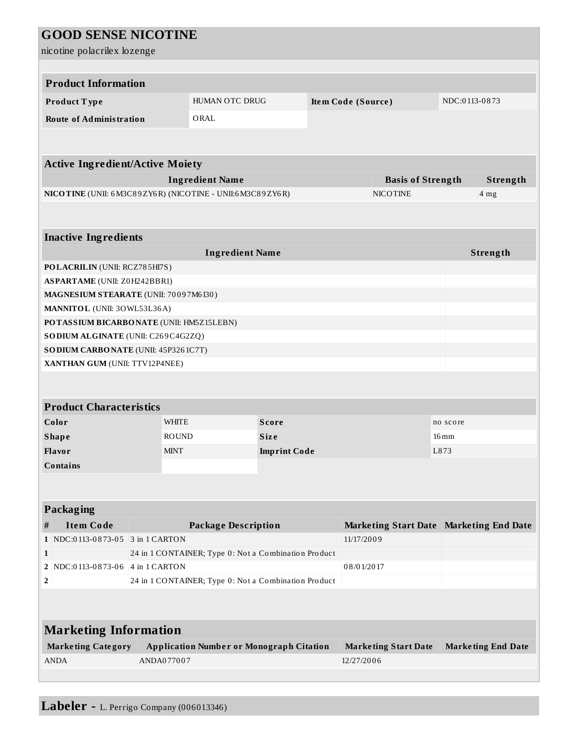# GOOD SENSE NICOTINE

nicotine polacrilex lozenge

| Product Information | | | |
|---|---|---|---|
| **Product Type** | HUMAN OTC DRUG | **Item Code (Source)** | NDC:0113-0873 |
| **Route of Administration** | ORAL | | |

| Active Ingredient/Active Moiety | | |
|---|---|---|
| **Ingredient Name** | **Basis of Strength** | **Strength** |
| **NICOTINE** (UNII: 6M3C89ZY6R) (NICOTINE - UNII:6M3C89ZY6R) | NICOTINE | 4 mg |

| Inactive Ingredients | |
|---|---|
| **Ingredient Name** | **Strength** |
| **POLACRILIN** (UNII: RCZ785HI7S) | |
| **ASPARTAME** (UNII: Z0H242BBR1) | |
| **MAGNESIUM STEARATE** (UNII: 70097M6I30) | |
| **MANNITOL** (UNII: 3OWL53L36A) | |
| **POTASSIUM BICARBONATE** (UNII: HM5Z15LEBN) | |
| **SODIUM ALGINATE** (UNII: C269C4G2ZQ) | |
| **SODIUM CARBONATE** (UNII: 45P3261C7T) | |
| **XANTHAN GUM** (UNII: TTV12P4NEE) | |

| Product Characteristics | | | |
|---|---|---|---|
| **Color** | WHITE | **Score** | no score |
| **Shape** | ROUND | **Size** | 16mm |
| **Flavor** | MINT | **Imprint Code** | L873 |
| **Contains** | | | |

| Packaging | | | | |
|---|---|---|---|---|
| **#** | **Item Code** | **Package Description** | **Marketing Start Date** | **Marketing End Date** |
| 1 | NDC:0113-0873-05 | 3 in 1 CARTON | 11/17/2009 | |
| 1 | | 24 in 1 CONTAINER; Type 0: Not a Combination Product | | |
| 2 | NDC:0113-0873-06 | 4 in 1 CARTON | 08/01/2017 | |
| 2 | | 24 in 1 CONTAINER; Type 0: Not a Combination Product | | |

| Marketing Information | | | |
|---|---|---|---|
| **Marketing Category** | **Application Number or Monograph Citation** | **Marketing Start Date** | **Marketing End Date** |
| ANDA | ANDA077007 | 12/27/2006 | |

## Labeler - L. Perrigo Company (006013346)